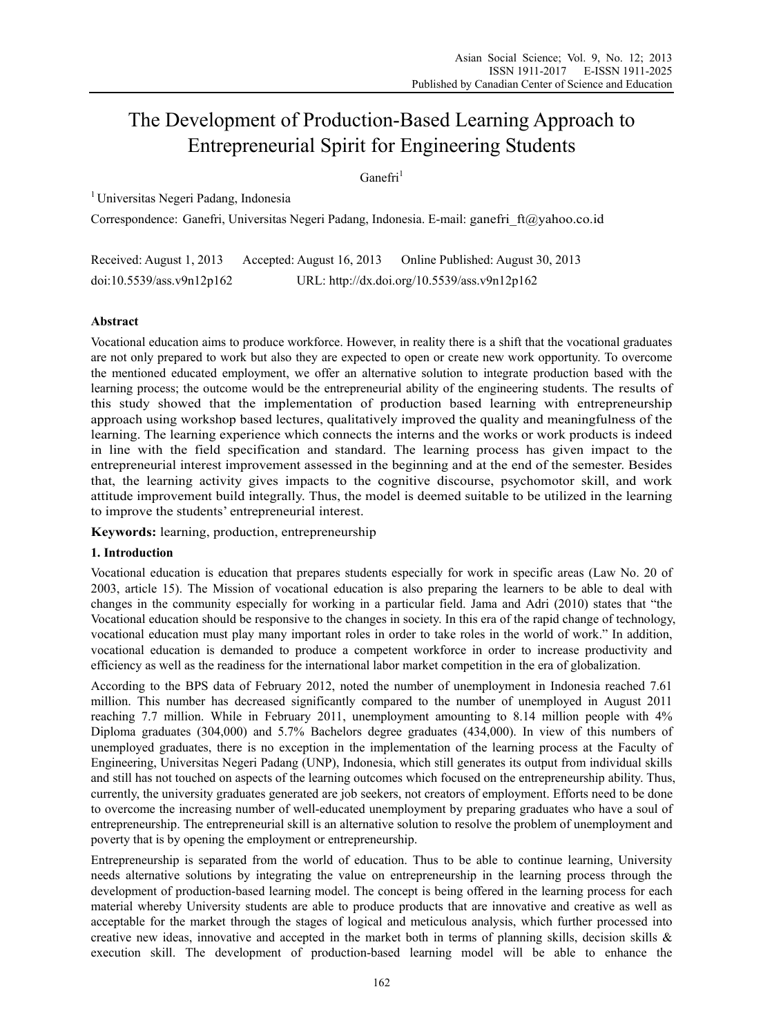# The Development of Production-Based Learning Approach to Entrepreneurial Spirit for Engineering Students

Ganefri[1]

[1] Universitas Negeri Padang, Indonesia

Correspondence: Ganefri, Universitas Negeri Padang, Indonesia. E-mail: ganefri_ft@yahoo.co.id

Received: August 1, 2013 Accepted: August 16, 2013 Online Published: August 30, 2013

doi:10.5539/ass.v9n12p162 URL: http://dx.doi.org/10.5539/ass.v9n12p162

## Abstract

Vocational education aims to produce workforce. However, in reality there is a shift that the vocational graduates are not only prepared to work but also they are expected to open or create new work opportunity. To overcome the mentioned educated employment, we offer an alternative solution to integrate production based with the learning process; the outcome would be the entrepreneurial ability of the engineering students. The results of this study showed that the implementation of production based learning with entrepreneurship approach using workshop based lectures, qualitatively improved the quality and meaningfulness of the learning. The learning experience which connects the interns and the works or work products is indeed in line with the field specification and standard. The learning process has given impact to the entrepreneurial interest improvement assessed in the beginning and at the end of the semester. Besides that, the learning activity gives impacts to the cognitive discourse, psychomotor skill, and work attitude improvement build integrally. Thus, the model is deemed suitable to be utilized in the learning to improve the students' entrepreneurial interest.

**Keywords:** learning, production, entrepreneurship

## 1. Introduction

Vocational education is education that prepares students especially for work in specific areas (Law No. 20 of 2003, article 15). The Mission of vocational education is also preparing the learners to be able to deal with changes in the community especially for working in a particular field. Jama and Adri (2010) states that "the Vocational education should be responsive to the changes in society. In this era of the rapid change of technology, vocational education must play many important roles in order to take roles in the world of work." In addition, vocational education is demanded to produce a competent workforce in order to increase productivity and efficiency as well as the readiness for the international labor market competition in the era of globalization.

According to the BPS data of February 2012, noted the number of unemployment in Indonesia reached 7.61 million. This number has decreased significantly compared to the number of unemployed in August 2011 reaching 7.7 million. While in February 2011, unemployment amounting to 8.14 million people with 4% Diploma graduates (304,000) and 5.7% Bachelors degree graduates (434,000). In view of this numbers of unemployed graduates, there is no exception in the implementation of the learning process at the Faculty of Engineering, Universitas Negeri Padang (UNP), Indonesia, which still generates its output from individual skills and still has not touched on aspects of the learning outcomes which focused on the entrepreneurship ability. Thus, currently, the university graduates generated are job seekers, not creators of employment. Efforts need to be done to overcome the increasing number of well-educated unemployment by preparing graduates who have a soul of entrepreneurship. The entrepreneurial skill is an alternative solution to resolve the problem of unemployment and poverty that is by opening the employment or entrepreneurship.

Entrepreneurship is separated from the world of education. Thus to be able to continue learning, University needs alternative solutions by integrating the value on entrepreneurship in the learning process through the development of production-based learning model. The concept is being offered in the learning process for each material whereby University students are able to produce products that are innovative and creative as well as acceptable for the market through the stages of logical and meticulous analysis, which further processed into creative new ideas, innovative and accepted in the market both in terms of planning skills, decision skills & execution skill. The development of production-based learning model will be able to enhance the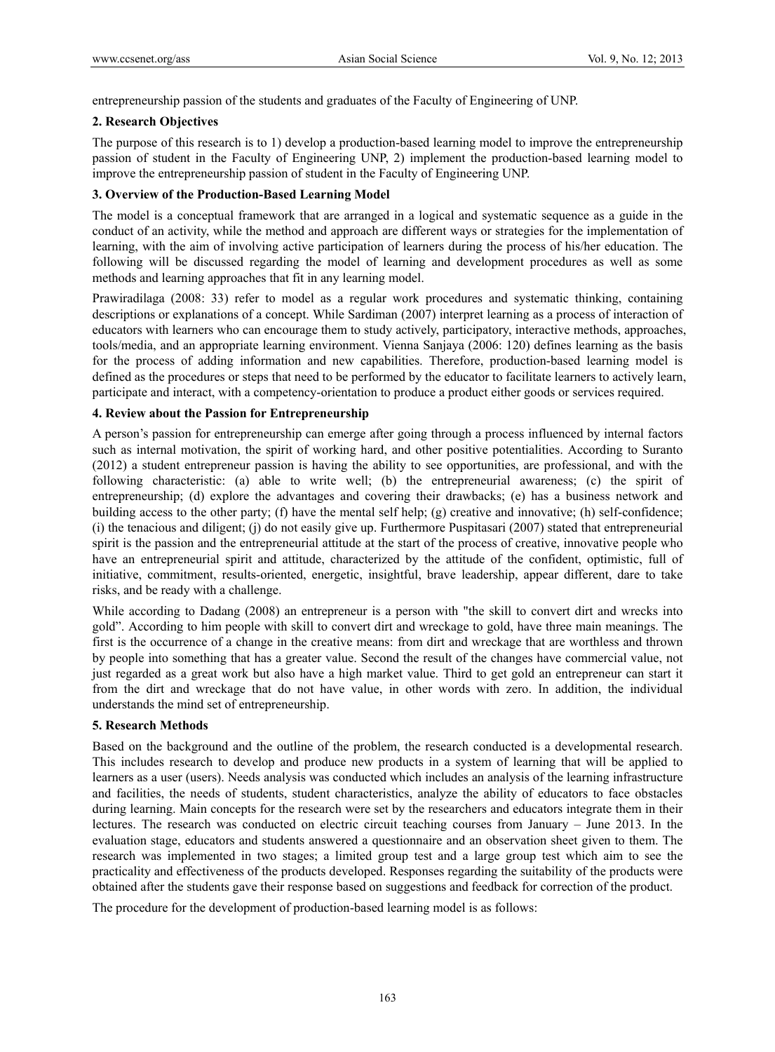entrepreneurship passion of the students and graduates of the Faculty of Engineering of UNP.

## 2. Research Objectives

The purpose of this research is to 1) develop a production-based learning model to improve the entrepreneurship passion of student in the Faculty of Engineering UNP, 2) implement the production-based learning model to improve the entrepreneurship passion of student in the Faculty of Engineering UNP.

## 3. Overview of the Production-Based Learning Model

The model is a conceptual framework that are arranged in a logical and systematic sequence as a guide in the conduct of an activity, while the method and approach are different ways or strategies for the implementation of learning, with the aim of involving active participation of learners during the process of his/her education. The following will be discussed regarding the model of learning and development procedures as well as some methods and learning approaches that fit in any learning model.

Prawiradilaga (2008: 33) refer to model as a regular work procedures and systematic thinking, containing descriptions or explanations of a concept. While Sardiman (2007) interpret learning as a process of interaction of educators with learners who can encourage them to study actively, participatory, interactive methods, approaches, tools/media, and an appropriate learning environment. Vienna Sanjaya (2006: 120) defines learning as the basis for the process of adding information and new capabilities. Therefore, production-based learning model is defined as the procedures or steps that need to be performed by the educator to facilitate learners to actively learn, participate and interact, with a competency-orientation to produce a product either goods or services required.

## 4. Review about the Passion for Entrepreneurship

A person's passion for entrepreneurship can emerge after going through a process influenced by internal factors such as internal motivation, the spirit of working hard, and other positive potentialities. According to Suranto (2012) a student entrepreneur passion is having the ability to see opportunities, are professional, and with the following characteristic: (a) able to write well; (b) the entrepreneurial awareness; (c) the spirit of entrepreneurship; (d) explore the advantages and covering their drawbacks; (e) has a business network and building access to the other party; (f) have the mental self help; (g) creative and innovative; (h) self-confidence; (i) the tenacious and diligent; (j) do not easily give up. Furthermore Puspitasari (2007) stated that entrepreneurial spirit is the passion and the entrepreneurial attitude at the start of the process of creative, innovative people who have an entrepreneurial spirit and attitude, characterized by the attitude of the confident, optimistic, full of initiative, commitment, results-oriented, energetic, insightful, brave leadership, appear different, dare to take risks, and be ready with a challenge.

While according to Dadang (2008) an entrepreneur is a person with "the skill to convert dirt and wrecks into gold". According to him people with skill to convert dirt and wreckage to gold, have three main meanings. The first is the occurrence of a change in the creative means: from dirt and wreckage that are worthless and thrown by people into something that has a greater value. Second the result of the changes have commercial value, not just regarded as a great work but also have a high market value. Third to get gold an entrepreneur can start it from the dirt and wreckage that do not have value, in other words with zero. In addition, the individual understands the mind set of entrepreneurship.

## 5. Research Methods

Based on the background and the outline of the problem, the research conducted is a developmental research. This includes research to develop and produce new products in a system of learning that will be applied to learners as a user (users). Needs analysis was conducted which includes an analysis of the learning infrastructure and facilities, the needs of students, student characteristics, analyze the ability of educators to face obstacles during learning. Main concepts for the research were set by the researchers and educators integrate them in their lectures. The research was conducted on electric circuit teaching courses from January – June 2013. In the evaluation stage, educators and students answered a questionnaire and an observation sheet given to them. The research was implemented in two stages; a limited group test and a large group test which aim to see the practicality and effectiveness of the products developed. Responses regarding the suitability of the products were obtained after the students gave their response based on suggestions and feedback for correction of the product.

The procedure for the development of production-based learning model is as follows: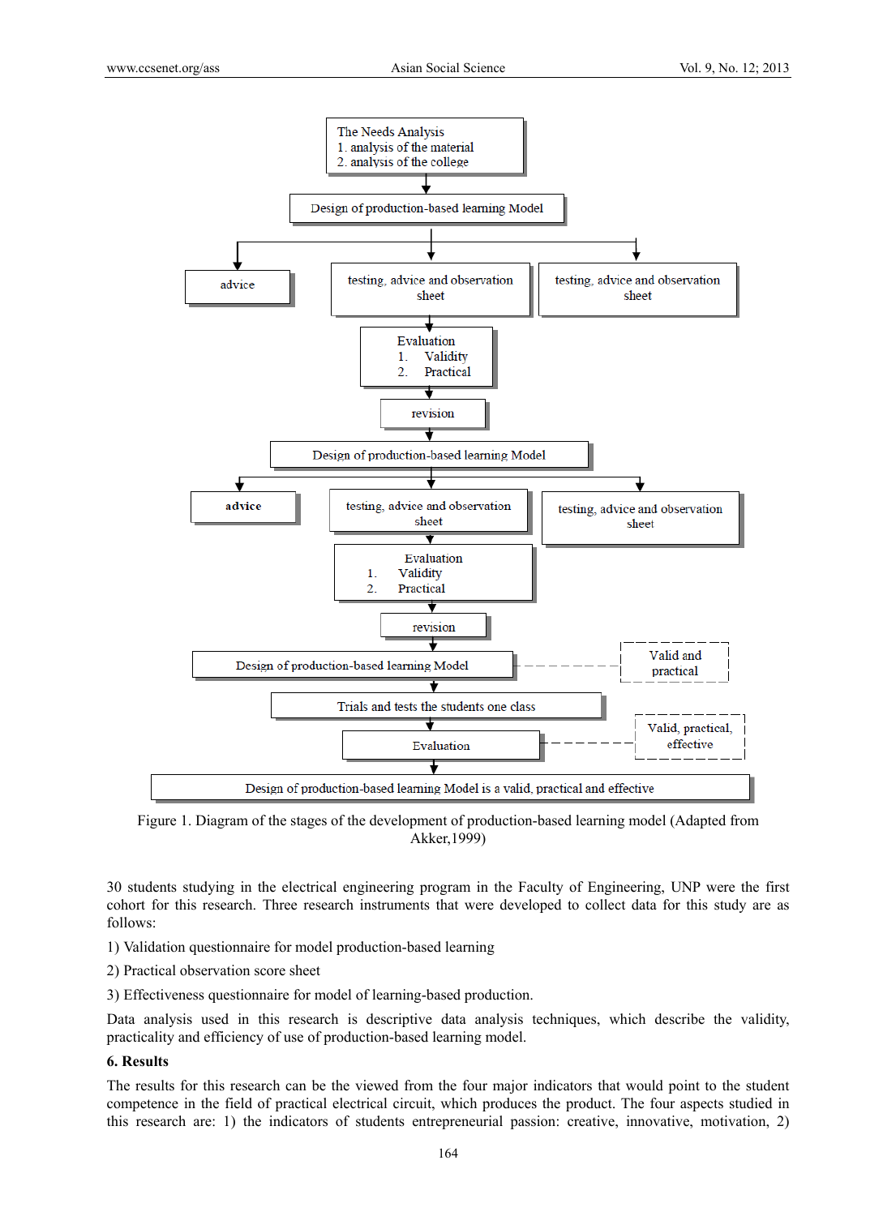The Needs Analysis
1. analysis of the material
2. analysis of the college

Design of production-based learning Model

advice | testing, advice and observation sheet | testing, advice and observation sheet

Evaluation
1. Validity
2. Practical

revision

Design of production-based learning Model

advice | testing, advice and observation sheet | testing, advice and observation sheet

Evaluation
1. Validity
2. Practical

revision

Design of production-based learning Model — Valid and practical

Trials and tests the students one class

Evaluation — Valid, practical, effective

Design of production-based learning Model is a valid, practical and effective

Figure 1. Diagram of the stages of the development of production-based learning model (Adapted from Akker,1999)

30 students studying in the electrical engineering program in the Faculty of Engineering, UNP were the first cohort for this research. Three research instruments that were developed to collect data for this study are as follows:

1) Validation questionnaire for model production-based learning

2) Practical observation score sheet

3) Effectiveness questionnaire for model of learning-based production.

Data analysis used in this research is descriptive data analysis techniques, which describe the validity, practicality and efficiency of use of production-based learning model.

**6. Results**

The results for this research can be the viewed from the four major indicators that would point to the student competence in the field of practical electrical circuit, which produces the product. The four aspects studied in this research are: 1) the indicators of students entrepreneurial passion: creative, innovative, motivation, 2)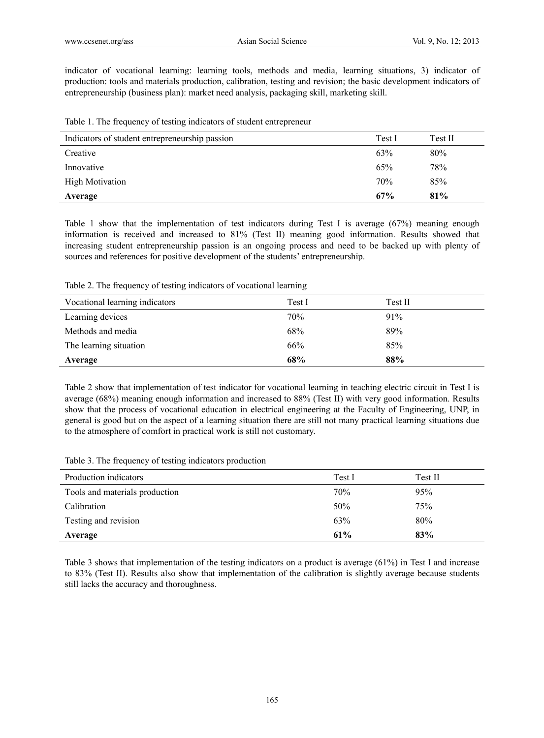indicator of vocational learning: learning tools, methods and media, learning situations, 3) indicator of production: tools and materials production, calibration, testing and revision; the basic development indicators of entrepreneurship (business plan): market need analysis, packaging skill, marketing skill.

Table 1. The frequency of testing indicators of student entrepreneur

| Indicators of student entrepreneurship passion | Test I | Test II |
|---|---|---|
| Creative | 63% | 80% |
| Innovative | 65% | 78% |
| High Motivation | 70% | 85% |
| **Average** | **67%** | **81%** |

Table 1 show that the implementation of test indicators during Test I is average (67%) meaning enough information is received and increased to 81% (Test II) meaning good information. Results showed that increasing student entrepreneurship passion is an ongoing process and need to be backed up with plenty of sources and references for positive development of the students' entrepreneurship.

Table 2. The frequency of testing indicators of vocational learning

| Vocational learning indicators | Test I | Test II |
|---|---|---|
| Learning devices | 70% | 91% |
| Methods and media | 68% | 89% |
| The learning situation | 66% | 85% |
| **Average** | **68%** | **88%** |

Table 2 show that implementation of test indicator for vocational learning in teaching electric circuit in Test I is average (68%) meaning enough information and increased to 88% (Test II) with very good information. Results show that the process of vocational education in electrical engineering at the Faculty of Engineering, UNP, in general is good but on the aspect of a learning situation there are still not many practical learning situations due to the atmosphere of comfort in practical work is still not customary.

Table 3. The frequency of testing indicators production

| Production indicators | Test I | Test II |
|---|---|---|
| Tools and materials production | 70% | 95% |
| Calibration | 50% | 75% |
| Testing and revision | 63% | 80% |
| **Average** | **61%** | **83%** |

Table 3 shows that implementation of the testing indicators on a product is average (61%) in Test I and increase to 83% (Test II). Results also show that implementation of the calibration is slightly average because students still lacks the accuracy and thoroughness.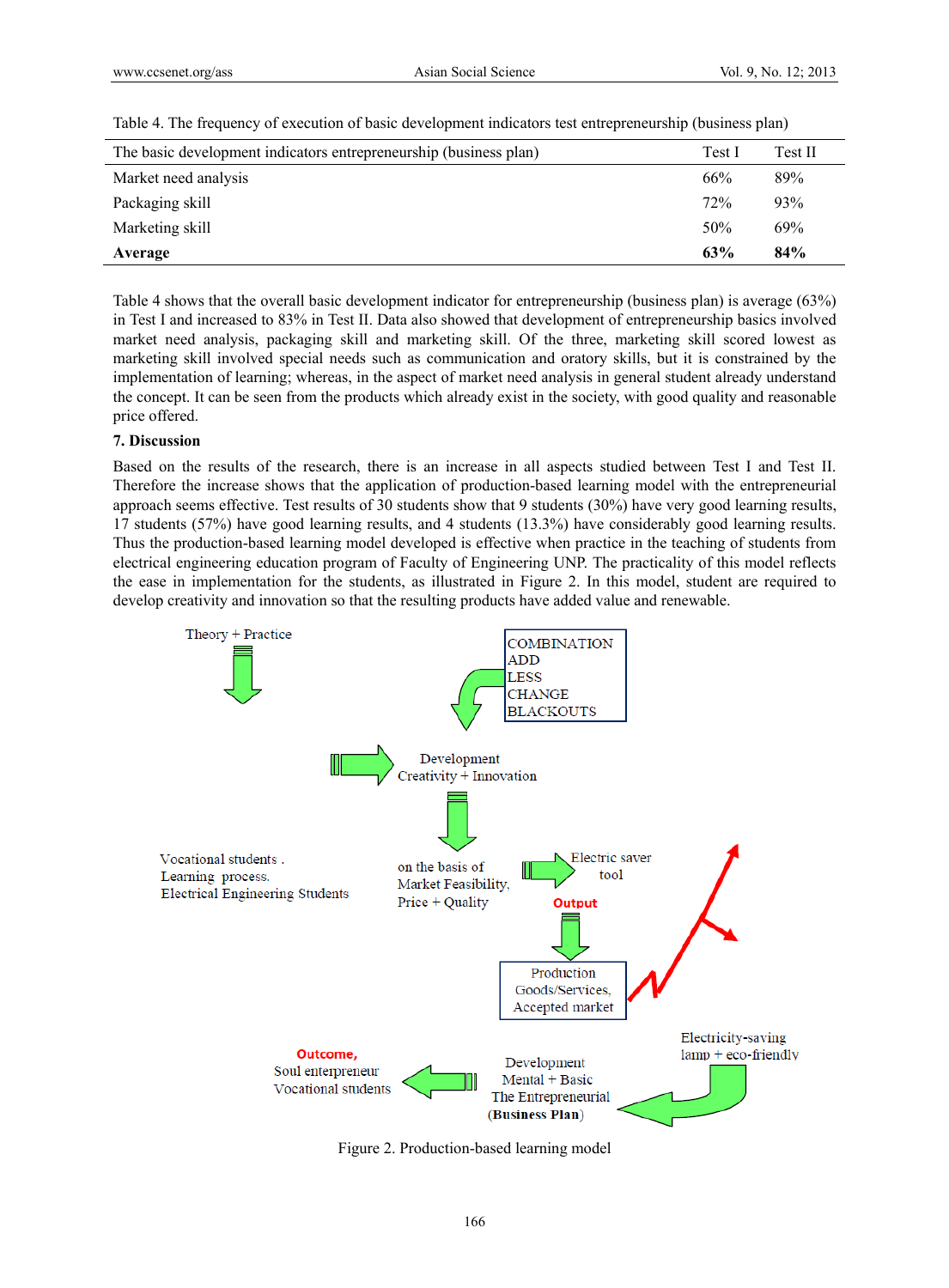Table 4. The frequency of execution of basic development indicators test entrepreneurship (business plan)

| The basic development indicators entrepreneurship (business plan) | Test I | Test II |
|---|---|---|
| Market need analysis | 66% | 89% |
| Packaging skill | 72% | 93% |
| Marketing skill | 50% | 69% |
| **Average** | **63%** | **84%** |

Table 4 shows that the overall basic development indicator for entrepreneurship (business plan) is average (63%) in Test I and increased to 83% in Test II. Data also showed that development of entrepreneurship basics involved market need analysis, packaging skill and marketing skill. Of the three, marketing skill scored lowest as marketing skill involved special needs such as communication and oratory skills, but it is constrained by the implementation of learning; whereas, in the aspect of market need analysis in general student already understand the concept. It can be seen from the products which already exist in the society, with good quality and reasonable price offered.

## 7. Discussion

Based on the results of the research, there is an increase in all aspects studied between Test I and Test II. Therefore the increase shows that the application of production-based learning model with the entrepreneurial approach seems effective. Test results of 30 students show that 9 students (30%) have very good learning results, 17 students (57%) have good learning results, and 4 students (13.3%) have considerably good learning results. Thus the production-based learning model developed is effective when practice in the teaching of students from electrical engineering education program of Faculty of Engineering UNP. The practicality of this model reflects the ease in implementation for the students, as illustrated in Figure 2. In this model, student are required to develop creativity and innovation so that the resulting products have added value and renewable.

Theory + Practice

COMBINATION
ADD
LESS
CHANGE
BLACKOUTS

Development
Creativity + Innovation

Vocational students .
Learning process.
Electrical Engineering Students

on the basis of
Market Feasibility,
Price + Quality

Electric saver
tool

Output

Production
Goods/Services,
Accepted market

Electricity-saving
lamp + eco-friendly

Outcome,
Soul enterpreneur
Vocational students

Development
Mental + Basic
The Entrepreneurial
(**Business Plan**)

Figure 2. Production-based learning model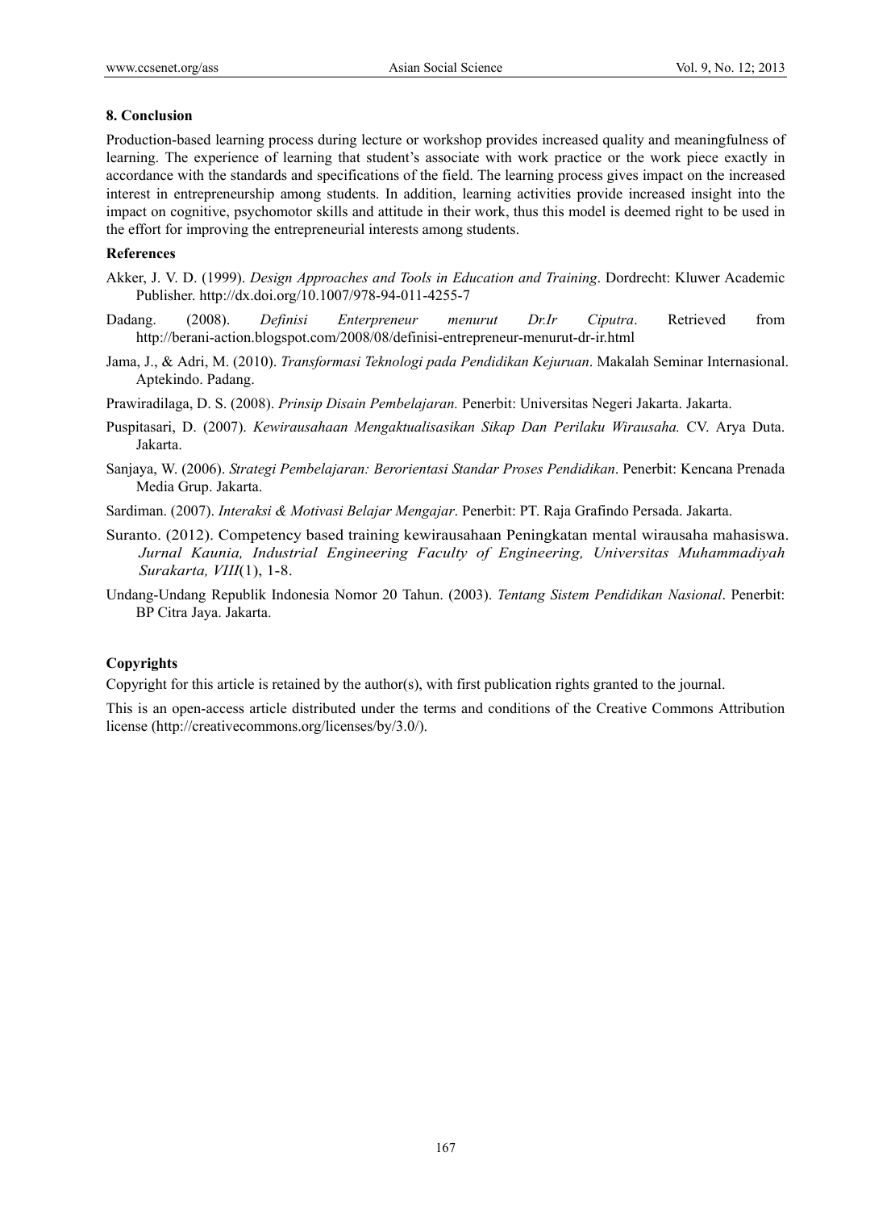## 8. Conclusion

Production-based learning process during lecture or workshop provides increased quality and meaningfulness of learning. The experience of learning that student's associate with work practice or the work piece exactly in accordance with the standards and specifications of the field. The learning process gives impact on the increased interest in entrepreneurship among students. In addition, learning activities provide increased insight into the impact on cognitive, psychomotor skills and attitude in their work, thus this model is deemed right to be used in the effort for improving the entrepreneurial interests among students.

## References

Akker, J. V. D. (1999). *Design Approaches and Tools in Education and Training*. Dordrecht: Kluwer Academic Publisher. http://dx.doi.org/10.1007/978-94-011-4255-7

Dadang. (2008). *Definisi Enterpreneur menurut Dr.Ir Ciputra*. Retrieved from http://berani-action.blogspot.com/2008/08/definisi-entrepreneur-menurut-dr-ir.html

Jama, J., & Adri, M. (2010). *Transformasi Teknologi pada Pendidikan Kejuruan*. Makalah Seminar Internasional. Aptekindo. Padang.

Prawiradilaga, D. S. (2008). *Prinsip Disain Pembelajaran.* Penerbit: Universitas Negeri Jakarta. Jakarta.

Puspitasari, D. (2007). *Kewirausahaan Mengaktualisasikan Sikap Dan Perilaku Wirausaha.* CV. Arya Duta. Jakarta.

Sanjaya, W. (2006). *Strategi Pembelajaran: Berorientasi Standar Proses Pendidikan*. Penerbit: Kencana Prenada Media Grup. Jakarta.

Sardiman. (2007). *Interaksi & Motivasi Belajar Mengajar*. Penerbit: PT. Raja Grafindo Persada. Jakarta.

Suranto. (2012). Competency based training kewirausahaan Peningkatan mental wirausaha mahasiswa. *Jurnal Kaunia, Industrial Engineering Faculty of Engineering, Universitas Muhammadiyah Surakarta, VIII*(1), 1-8.

Undang-Undang Republik Indonesia Nomor 20 Tahun. (2003). *Tentang Sistem Pendidikan Nasional*. Penerbit: BP Citra Jaya. Jakarta.

## Copyrights

Copyright for this article is retained by the author(s), with first publication rights granted to the journal.

This is an open-access article distributed under the terms and conditions of the Creative Commons Attribution license (http://creativecommons.org/licenses/by/3.0/).